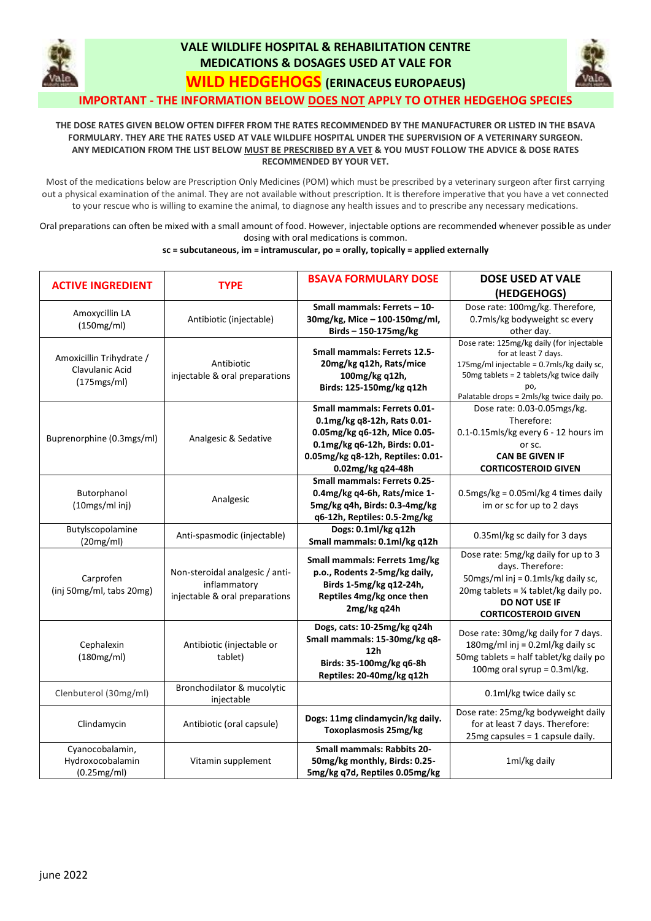# VALE WILDLIFE HOSPITAL & REHABILITATION CENTRE
## MEDICATIONS & DOSAGES USED AT VALE FOR
## WILD HEDGEHOGS (ERINACEUS EUROPAEUS)

**IMPORTANT - THE INFORMATION BELOW DOES NOT APPLY TO OTHER HEDGEHOG SPECIES**

**THE DOSE RATES GIVEN BELOW OFTEN DIFFER FROM THE RATES RECOMMENDED BY THE MANUFACTURER OR LISTED IN THE BSAVA FORMULARY. THEY ARE THE RATES USED AT VALE WILDLIFE HOSPITAL UNDER THE SUPERVISION OF A VETERINARY SURGEON. ANY MEDICATION FROM THE LIST BELOW MUST BE PRESCRIBED BY A VET & YOU MUST FOLLOW THE ADVICE & DOSE RATES RECOMMENDED BY YOUR VET.**

Most of the medications below are Prescription Only Medicines (POM) which must be prescribed by a veterinary surgeon after first carrying out a physical examination of the animal. They are not available without prescription. It is therefore imperative that you have a vet connected to your rescue who is willing to examine the animal, to diagnose any health issues and to prescribe any necessary medications.

Oral preparations can often be mixed with a small amount of food. However, injectable options are recommended whenever possible as under dosing with oral medications is common.

**sc = subcutaneous, im = intramuscular, po = orally, topically = applied externally**

| ACTIVE INGREDIENT | TYPE | BSAVA FORMULARY DOSE | DOSE USED AT VALE (HEDGEHOGS) |
|---|---|---|---|
| Amoxycillin LA (150mg/ml) | Antibiotic (injectable) | **Small mammals: Ferrets – 10-30mg/kg, Mice – 100-150mg/ml, Birds – 150-175mg/kg** | Dose rate: 100mg/kg. Therefore, 0.7mls/kg bodyweight sc every other day. |
| Amoxicillin Trihydrate / Clavulanic Acid (175mgs/ml) | Antibiotic injectable & oral preparations | **Small mammals: Ferrets 12.5-20mg/kg q12h, Rats/mice 100mg/kg q12h, Birds: 125-150mg/kg q12h** | Dose rate: 125mg/kg daily (for injectable for at least 7 days. 175mg/ml injectable = 0.7mls/kg daily sc, 50mg tablets = 2 tablets/kg twice daily po, Palatable drops = 2mls/kg twice daily po. |
| Buprenorphine (0.3mgs/ml) | Analgesic & Sedative | **Small mammals: Ferrets 0.01-0.1mg/kg q8-12h, Rats 0.01-0.05mg/kg q6-12h, Mice 0.05-0.1mg/kg q6-12h, Birds: 0.01-0.05mg/kg q8-12h, Reptiles: 0.01-0.02mg/kg q24-48h** | Dose rate: 0.03-0.05mgs/kg. Therefore: 0.1-0.15mls/kg every 6 - 12 hours im or sc. **CAN BE GIVEN IF CORTICOSTEROID GIVEN** |
| Butorphanol (10mgs/ml inj) | Analgesic | **Small mammals: Ferrets 0.25-0.4mg/kg q4-6h, Rats/mice 1-5mg/kg q4h, Birds: 0.3-4mg/kg q6-12h, Reptiles: 0.5-2mg/kg** | 0.5mgs/kg = 0.05ml/kg 4 times daily im or sc for up to 2 days |
| Butylscopolamine (20mg/ml) | Anti-spasmodic (injectable) | **Dogs: 0.1ml/kg q12h Small mammals: 0.1ml/kg q12h** | 0.35ml/kg sc daily for 3 days |
| Carprofen (inj 50mg/ml, tabs 20mg) | Non-steroidal analgesic / anti-inflammatory injectable & oral preparations | **Small mammals: Ferrets 1mg/kg p.o., Rodents 2-5mg/kg daily, Birds 1-5mg/kg q12-24h, Reptiles 4mg/kg once then 2mg/kg q24h** | Dose rate: 5mg/kg daily for up to 3 days. Therefore: 50mgs/ml inj = 0.1mls/kg daily sc, 20mg tablets = ¼ tablet/kg daily po. **DO NOT USE IF CORTICOSTEROID GIVEN** |
| Cephalexin (180mg/ml) | Antibiotic (injectable or tablet) | **Dogs, cats: 10-25mg/kg q24h Small mammals: 15-30mg/kg q8-12h Birds: 35-100mg/kg q6-8h Reptiles: 20-40mg/kg q12h** | Dose rate: 30mg/kg daily for 7 days. 180mg/ml inj = 0.2ml/kg daily sc 50mg tablets = half tablet/kg daily po 100mg oral syrup = 0.3ml/kg. |
| Clenbuterol (30mg/ml) | Bronchodilator & mucolytic injectable | | 0.1ml/kg twice daily sc |
| Clindamycin | Antibiotic (oral capsule) | **Dogs: 11mg clindamycin/kg daily. Toxoplasmosis 25mg/kg** | Dose rate: 25mg/kg bodyweight daily for at least 7 days. Therefore: 25mg capsules = 1 capsule daily. |
| Cyanocobalamin, Hydroxocobalamin (0.25mg/ml) | Vitamin supplement | **Small mammals: Rabbits 20-50mg/kg monthly, Birds: 0.25-5mg/kg q7d, Reptiles 0.05mg/kg** | 1ml/kg daily |

june 2022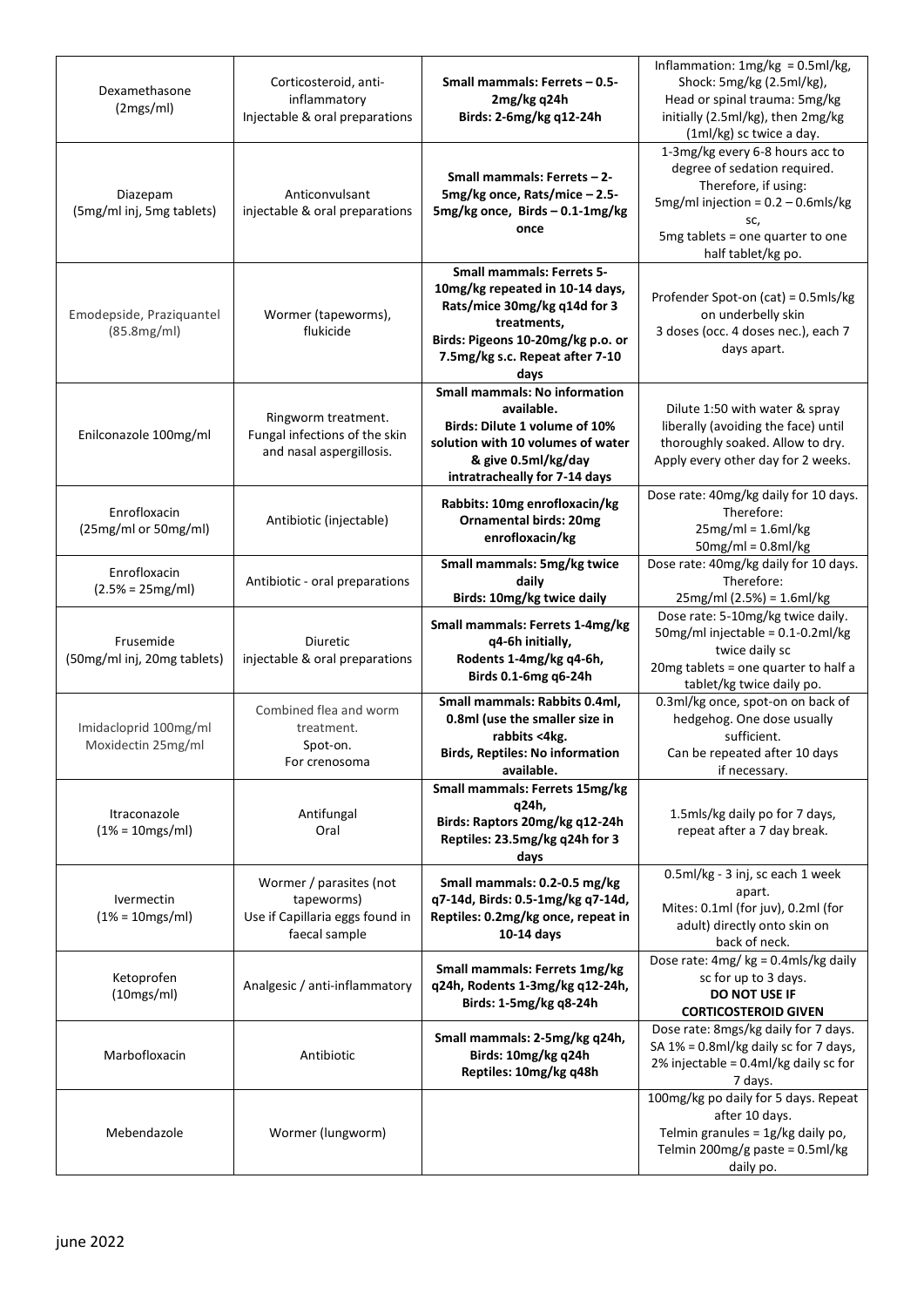| | | | |
|---|---|---|---|
| Dexamethasone (2mgs/ml) | Corticosteroid, anti-inflammatory Injectable & oral preparations | **Small mammals: Ferrets – 0.5-2mg/kg q24h Birds: 2-6mg/kg q12-24h** | Inflammation: 1mg/kg = 0.5ml/kg, Shock: 5mg/kg (2.5ml/kg), Head or spinal trauma: 5mg/kg initially (2.5ml/kg), then 2mg/kg (1ml/kg) sc twice a day. |
| Diazepam (5mg/ml inj, 5mg tablets) | Anticonvulsant injectable & oral preparations | **Small mammals: Ferrets – 2-5mg/kg once, Rats/mice – 2.5-5mg/kg once, Birds – 0.1-1mg/kg once** | 1-3mg/kg every 6-8 hours acc to degree of sedation required. Therefore, if using: 5mg/ml injection = 0.2 – 0.6mls/kg sc, 5mg tablets = one quarter to one half tablet/kg po. |
| Emodepside, Praziquantel (85.8mg/ml) | Wormer (tapeworms), flukicide | **Small mammals: Ferrets 5-10mg/kg repeated in 10-14 days, Rats/mice 30mg/kg q14d for 3 treatments, Birds: Pigeons 10-20mg/kg p.o. or 7.5mg/kg s.c. Repeat after 7-10 days** | Profender Spot-on (cat) = 0.5mls/kg on underbelly skin 3 doses (occ. 4 doses nec.), each 7 days apart. |
| Enilconazole 100mg/ml | Ringworm treatment. Fungal infections of the skin and nasal aspergillosis. | **Small mammals: No information available. Birds: Dilute 1 volume of 10% solution with 10 volumes of water & give 0.5ml/kg/day intratracheally for 7-14 days** | Dilute 1:50 with water & spray liberally (avoiding the face) until thoroughly soaked. Allow to dry. Apply every other day for 2 weeks. |
| Enrofloxacin (25mg/ml or 50mg/ml) | Antibiotic (injectable) | **Rabbits: 10mg enrofloxacin/kg Ornamental birds: 20mg enrofloxacin/kg** | Dose rate: 40mg/kg daily for 10 days. Therefore: 25mg/ml = 1.6ml/kg 50mg/ml = 0.8ml/kg |
| Enrofloxacin (2.5% = 25mg/ml) | Antibiotic - oral preparations | **Small mammals: 5mg/kg twice daily Birds: 10mg/kg twice daily** | Dose rate: 40mg/kg daily for 10 days. Therefore: 25mg/ml (2.5%) = 1.6ml/kg |
| Frusemide (50mg/ml inj, 20mg tablets) | Diuretic injectable & oral preparations | **Small mammals: Ferrets 1-4mg/kg q4-6h initially, Rodents 1-4mg/kg q4-6h, Birds 0.1-6mg q6-24h** | Dose rate: 5-10mg/kg twice daily. 50mg/ml injectable = 0.1-0.2ml/kg twice daily sc 20mg tablets = one quarter to half a tablet/kg twice daily po. |
| Imidacloprid 100mg/ml Moxidectin 25mg/ml | Combined flea and worm treatment. Spot-on. For crenosoma | **Small mammals: Rabbits 0.4ml, 0.8ml (use the smaller size in rabbits <4kg. Birds, Reptiles: No information available.** | 0.3ml/kg once, spot-on on back of hedgehog. One dose usually sufficient. Can be repeated after 10 days if necessary. |
| Itraconazole (1% = 10mgs/ml) | Antifungal Oral | **Small mammals: Ferrets 15mg/kg q24h, Birds: Raptors 20mg/kg q12-24h Reptiles: 23.5mg/kg q24h for 3 days** | 1.5mls/kg daily po for 7 days, repeat after a 7 day break. |
| Ivermectin (1% = 10mgs/ml) | Wormer / parasites (not tapeworms) Use if Capillaria eggs found in faecal sample | **Small mammals: 0.2-0.5 mg/kg q7-14d, Birds: 0.5-1mg/kg q7-14d, Reptiles: 0.2mg/kg once, repeat in 10-14 days** | 0.5ml/kg - 3 inj, sc each 1 week apart. Mites: 0.1ml (for juv), 0.2ml (for adult) directly onto skin on back of neck. |
| Ketoprofen (10mgs/ml) | Analgesic / anti-inflammatory | **Small mammals: Ferrets 1mg/kg q24h, Rodents 1-3mg/kg q12-24h, Birds: 1-5mg/kg q8-24h** | Dose rate: 4mg/ kg = 0.4mls/kg daily sc for up to 3 days. **DO NOT USE IF CORTICOSTEROID GIVEN** |
| Marbofloxacin | Antibiotic | **Small mammals: 2-5mg/kg q24h, Birds: 10mg/kg q24h Reptiles: 10mg/kg q48h** | Dose rate: 8mgs/kg daily for 7 days. SA 1% = 0.8ml/kg daily sc for 7 days, 2% injectable = 0.4ml/kg daily sc for 7 days. |
| Mebendazole | Wormer (lungworm) | | 100mg/kg po daily for 5 days. Repeat after 10 days. Telmin granules = 1g/kg daily po, Telmin 200mg/g paste = 0.5ml/kg daily po. |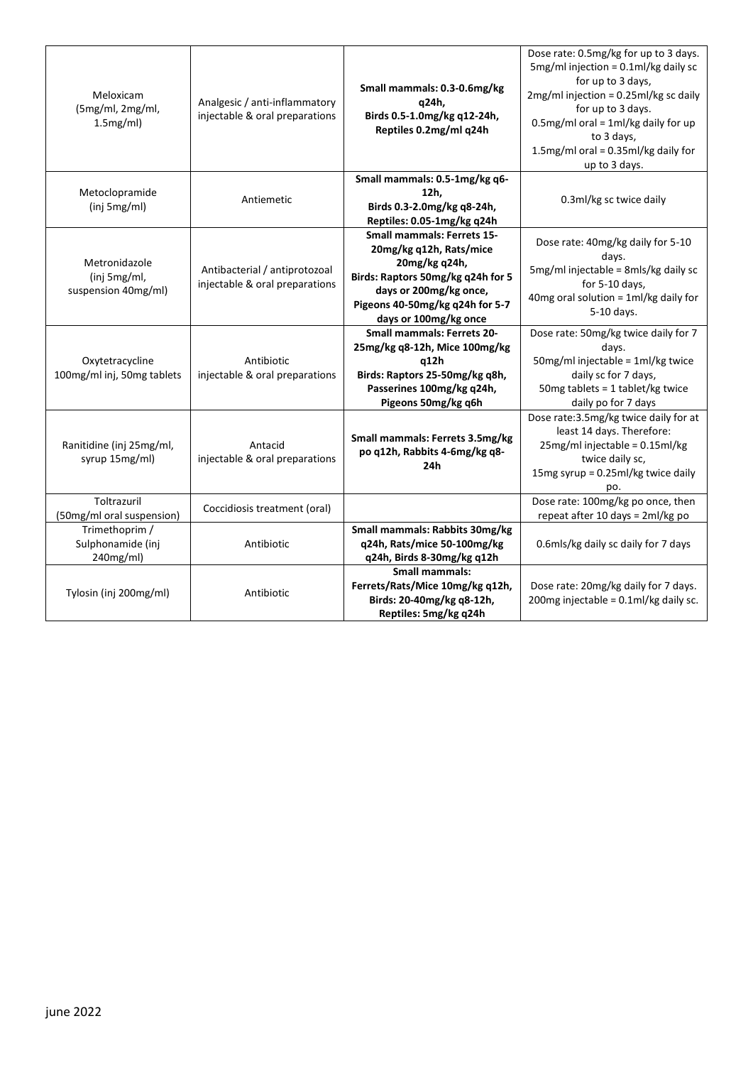| | | | |
|---|---|---|---|
| Meloxicam (5mg/ml, 2mg/ml, 1.5mg/ml) | Analgesic / anti-inflammatory injectable & oral preparations | **Small mammals: 0.3-0.6mg/kg q24h, Birds 0.5-1.0mg/kg q12-24h, Reptiles 0.2mg/ml q24h** | Dose rate: 0.5mg/kg for up to 3 days. 5mg/ml injection = 0.1ml/kg daily sc for up to 3 days, 2mg/ml injection = 0.25ml/kg sc daily for up to 3 days. 0.5mg/ml oral = 1ml/kg daily for up to 3 days, 1.5mg/ml oral = 0.35ml/kg daily for up to 3 days. |
| Metoclopramide (inj 5mg/ml) | Antiemetic | **Small mammals: 0.5-1mg/kg q6-12h, Birds 0.3-2.0mg/kg q8-24h, Reptiles: 0.05-1mg/kg q24h** | 0.3ml/kg sc twice daily |
| Metronidazole (inj 5mg/ml, suspension 40mg/ml) | Antibacterial / antiprotozoal injectable & oral preparations | **Small mammals: Ferrets 15-20mg/kg q12h, Rats/mice 20mg/kg q24h, Birds: Raptors 50mg/kg q24h for 5 days or 200mg/kg once, Pigeons 40-50mg/kg q24h for 5-7 days or 100mg/kg once** | Dose rate: 40mg/kg daily for 5-10 days. 5mg/ml injectable = 8mls/kg daily sc for 5-10 days, 40mg oral solution = 1ml/kg daily for 5-10 days. |
| Oxytetracycline 100mg/ml inj, 50mg tablets | Antibiotic injectable & oral preparations | **Small mammals: Ferrets 20-25mg/kg q8-12h, Mice 100mg/kg q12h Birds: Raptors 25-50mg/kg q8h, Passerines 100mg/kg q24h, Pigeons 50mg/kg q6h** | Dose rate: 50mg/kg twice daily for 7 days. 50mg/ml injectable = 1ml/kg twice daily sc for 7 days, 50mg tablets = 1 tablet/kg twice daily po for 7 days |
| Ranitidine (inj 25mg/ml, syrup 15mg/ml) | Antacid injectable & oral preparations | **Small mammals: Ferrets 3.5mg/kg po q12h, Rabbits 4-6mg/kg q8-24h** | Dose rate:3.5mg/kg twice daily for at least 14 days. Therefore: 25mg/ml injectable = 0.15ml/kg twice daily sc, 15mg syrup = 0.25ml/kg twice daily po. |
| Toltrazuril (50mg/ml oral suspension) | Coccidiosis treatment (oral) | | Dose rate: 100mg/kg po once, then repeat after 10 days = 2ml/kg po |
| Trimethoprim / Sulphonamide (inj 240mg/ml) | Antibiotic | **Small mammals: Rabbits 30mg/kg q24h, Rats/mice 50-100mg/kg q24h, Birds 8-30mg/kg q12h** | 0.6mls/kg daily sc daily for 7 days |
| Tylosin (inj 200mg/ml) | Antibiotic | **Small mammals: Ferrets/Rats/Mice 10mg/kg q12h, Birds: 20-40mg/kg q8-12h, Reptiles: 5mg/kg q24h** | Dose rate: 20mg/kg daily for 7 days. 200mg injectable = 0.1ml/kg daily sc. |

june 2022